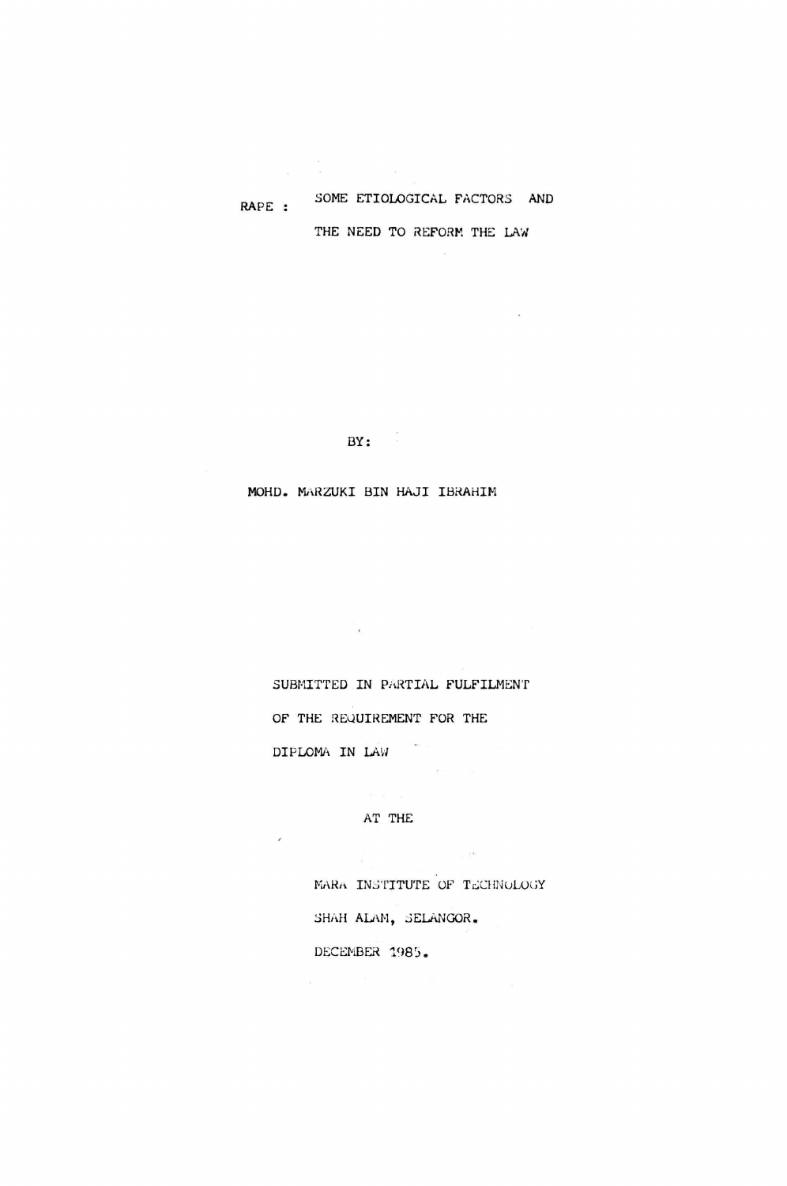# RAPE : SOME ETIOLOGICAL FACTORS AND THE NEED TO REFORM THE LAW

BY:

MOHD. MARZUKI BIN HAJI IBRAHIM

SUBMITTED IN PARTIAL FULFILMENT

OF THE REQUIREMENT FOR THE

DIPLOMA IN LAW

AT THE

MARA INSTITUTE OF TECHNOLOGY

SHAH ALAM, SELANGOR.

DECEMBER 1985.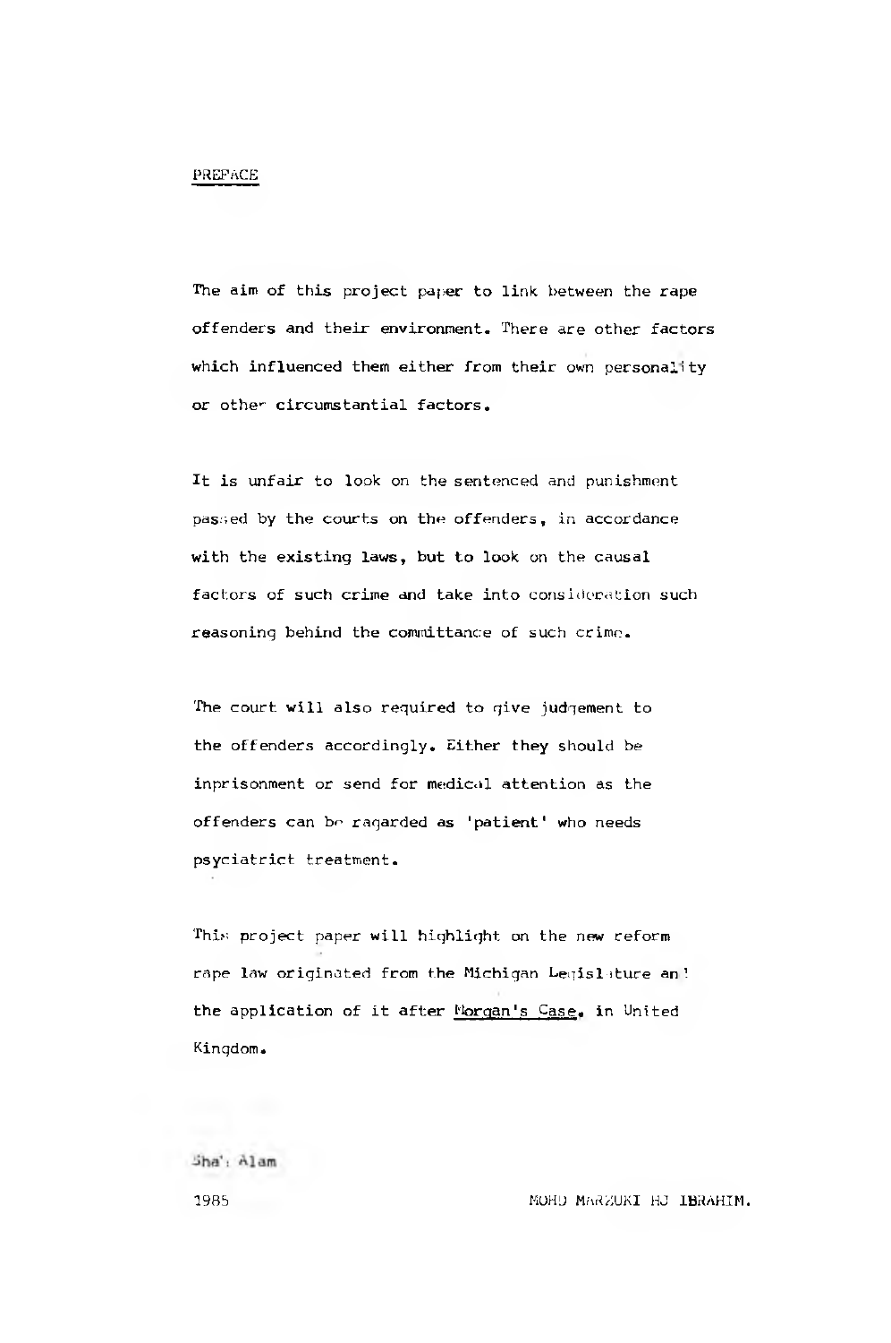## PREFACE

The aim of this project paper to link between the rape offenders and their environment. There are other factors which influenced them either from their own personality or other circumstantial factors.

It is unfair to look on the sentenced and punishment passed by the courts on the offenders, in accordance with the existing laws, but to look on the causal factors of such crime and take into consideration such reasoning behind the committance of such crime.

The court will also required to give judgement to the offenders accordingly. Either they should be inprisonment or send for medical attention as the offenders can be ragarded as 'patient' who needs psyciatrict treatment.

This project paper will highlight on the new reform rape law originated from the Michigan Legislature and the application of it after Morgan's Case, in United Kingdom.

Shah Alam

1985

MOHD MARZUKI HJ IBRAHIM.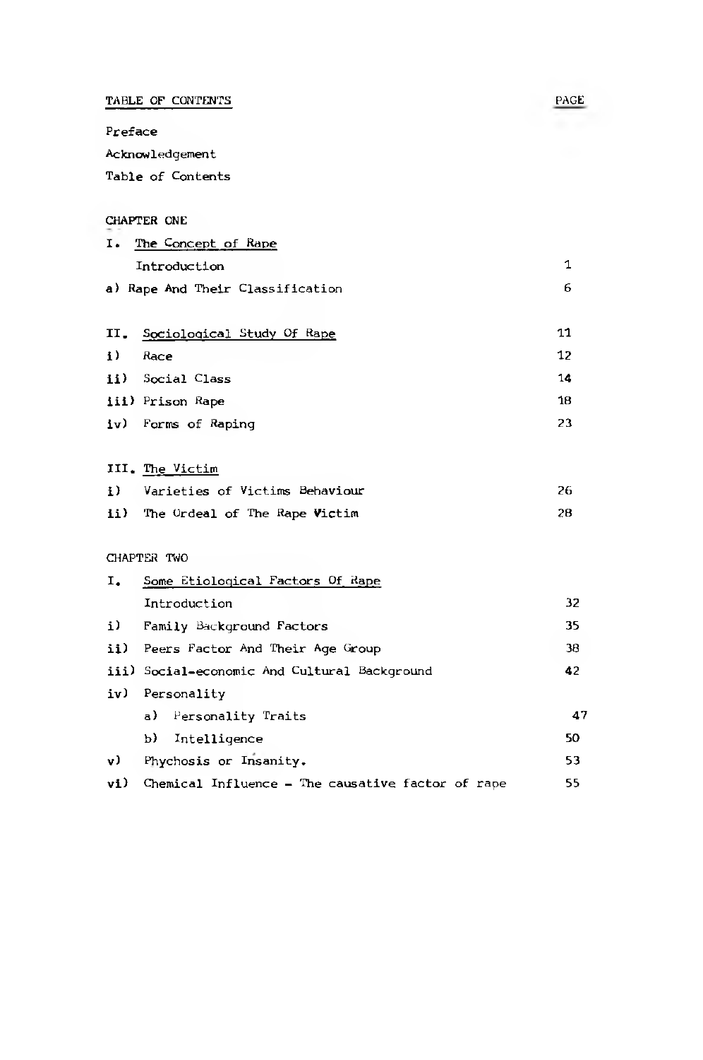| TABLE OF CONTENTS | PAGE |
| --- | --- |
| Preface | |
| Acknowledgement | |
| Table of Contents | |
| CHAPTER ONE | |
| I. The Concept of Rape | |
| Introduction | 1 |
| a) Rape And Their Classification | 6 |
| II. Sociological Study Of Rape | 11 |
| i) Race | 12 |
| ii) Social Class | 14 |
| iii) Prison Rape | 18 |
| iv) Forms of Raping | 23 |
| III. The Victim | |
| i) Varieties of Victims Behaviour | 26 |
| ii) The Ordeal of The Rape Victim | 28 |
| CHAPTER TWO | |
| I. Some Etiological Factors Of Rape | |
| Introduction | 32 |
| i) Family Background Factors | 35 |
| ii) Peers Factor And Their Age Group | 38 |
| iii) Social-economic And Cultural Background | 42 |
| iv) Personality | |
| a) Personality Traits | 47 |
| b) Intelligence | 50 |
| v) Phychosis or Insanity. | 53 |
| vi) Chemical Influence - The causative factor of rape | 55 |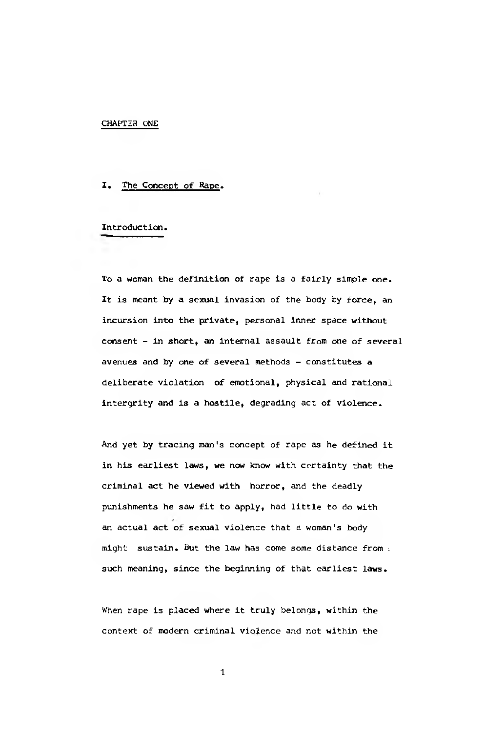CHAPTER ONE

# I. The Concept of Rape.

## Introduction.

To a woman the definition of rape is a fairly simple one. It is meant by a sexual invasion of the body by force, an incursion into the private, personal inner space without consent - in short, an internal assault from one of several avenues and by one of several methods - constitutes a deliberate violation of emotional, physical and rational intergrity and is a hostile, degrading act of violence.

And yet by tracing man's concept of rape as he defined it in his earliest laws, we now know with certainty that the criminal act he viewed with horror, and the deadly punishments he saw fit to apply, had little to do with an actual act of sexual violence that a woman's body might sustain. But the law has come some distance from such meaning, since the beginning of that earliest laws.

When rape is placed where it truly belongs, within the context of modern criminal violence and not within the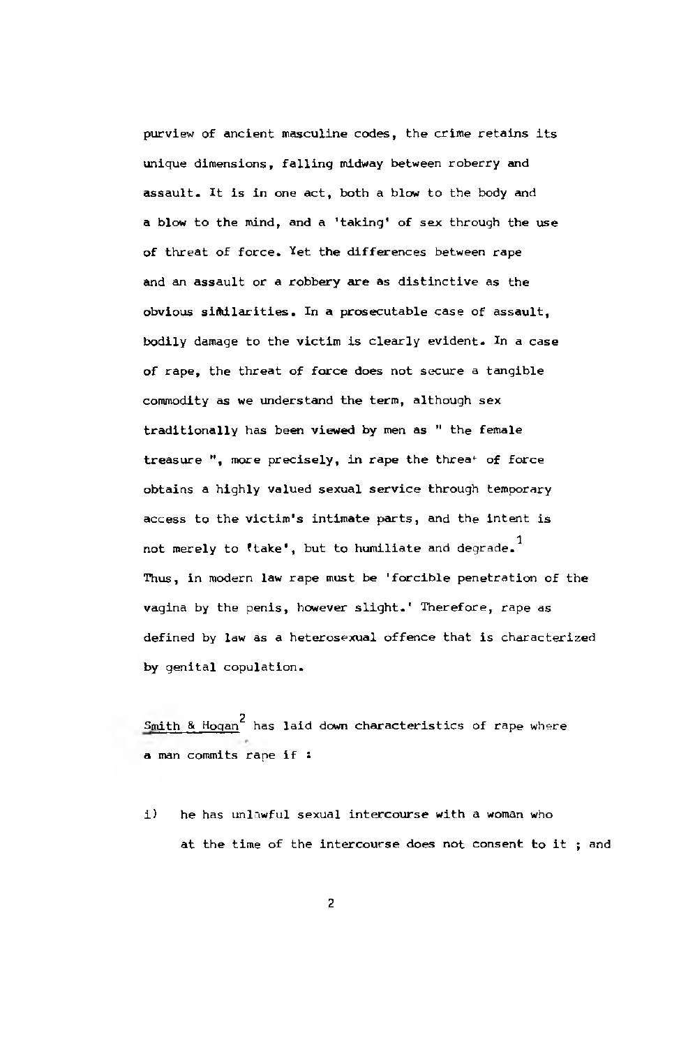purview of ancient masculine codes, the crime retains its unique dimensions, falling midway between roberry and assault. It is in one act, both a blow to the body and a blow to the mind, and a 'taking' of sex through the use of threat of force. Yet the differences between rape and an assault or a robbery are as distinctive as the obvious similarities. In a prosecutable case of assault, bodily damage to the victim is clearly evident. In a case of rape, the threat of force does not secure a tangible commodity as we understand the term, although sex traditionally has been viewed by men as " the female treasure ", more precisely, in rape the threat of force obtains a highly valued sexual service through temporary access to the victim's intimate parts, and the intent is not merely to 'take', but to humiliate and degrade.[1] Thus, in modern law rape must be 'forcible penetration of the vagina by the penis, however slight.' Therefore, rape as defined by law as a heterosexual offence that is characterized by genital copulation.

Smith & Hogan[2] has laid down characteristics of rape where a man commits rape if :

i) he has unlawful sexual intercourse with a woman who at the time of the intercourse does not consent to it ; and